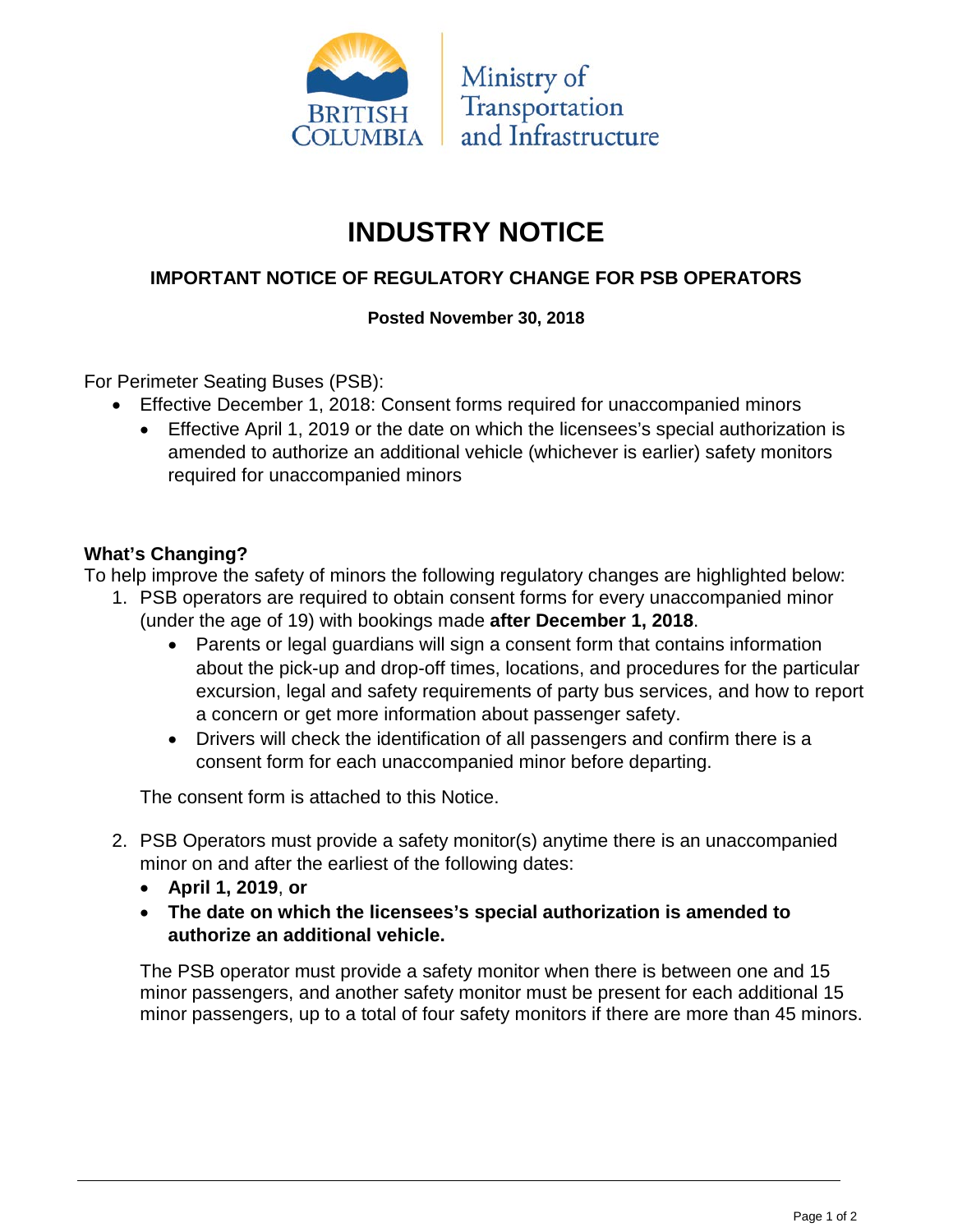British Columbia Ministry of Transportation and Infrastructure

# INDUSTRY NOTICE

## IMPORTANT NOTICE OF REGULATORY CHANGE FOR PSB OPERATORS

**Posted November 30, 2018**

For Perimeter Seating Buses (PSB):

- Effective December 1, 2018: Consent forms required for unaccompanied minors
  - Effective April 1, 2019 or the date on which the licensees's special authorization is amended to authorize an additional vehicle (whichever is earlier) safety monitors required for unaccompanied minors

**What's Changing?**

To help improve the safety of minors the following regulatory changes are highlighted below:

1. PSB operators are required to obtain consent forms for every unaccompanied minor (under the age of 19) with bookings made **after December 1, 2018**.
   - Parents or legal guardians will sign a consent form that contains information about the pick-up and drop-off times, locations, and procedures for the particular excursion, legal and safety requirements of party bus services, and how to report a concern or get more information about passenger safety.
   - Drivers will check the identification of all passengers and confirm there is a consent form for each unaccompanied minor before departing.

   The consent form is attached to this Notice.

2. PSB Operators must provide a safety monitor(s) anytime there is an unaccompanied minor on and after the earliest of the following dates:
   - **April 1, 2019**, **or**
   - **The date on which the licensees's special authorization is amended to authorize an additional vehicle.**

   The PSB operator must provide a safety monitor when there is between one and 15 minor passengers, and another safety monitor must be present for each additional 15 minor passengers, up to a total of four safety monitors if there are more than 45 minors.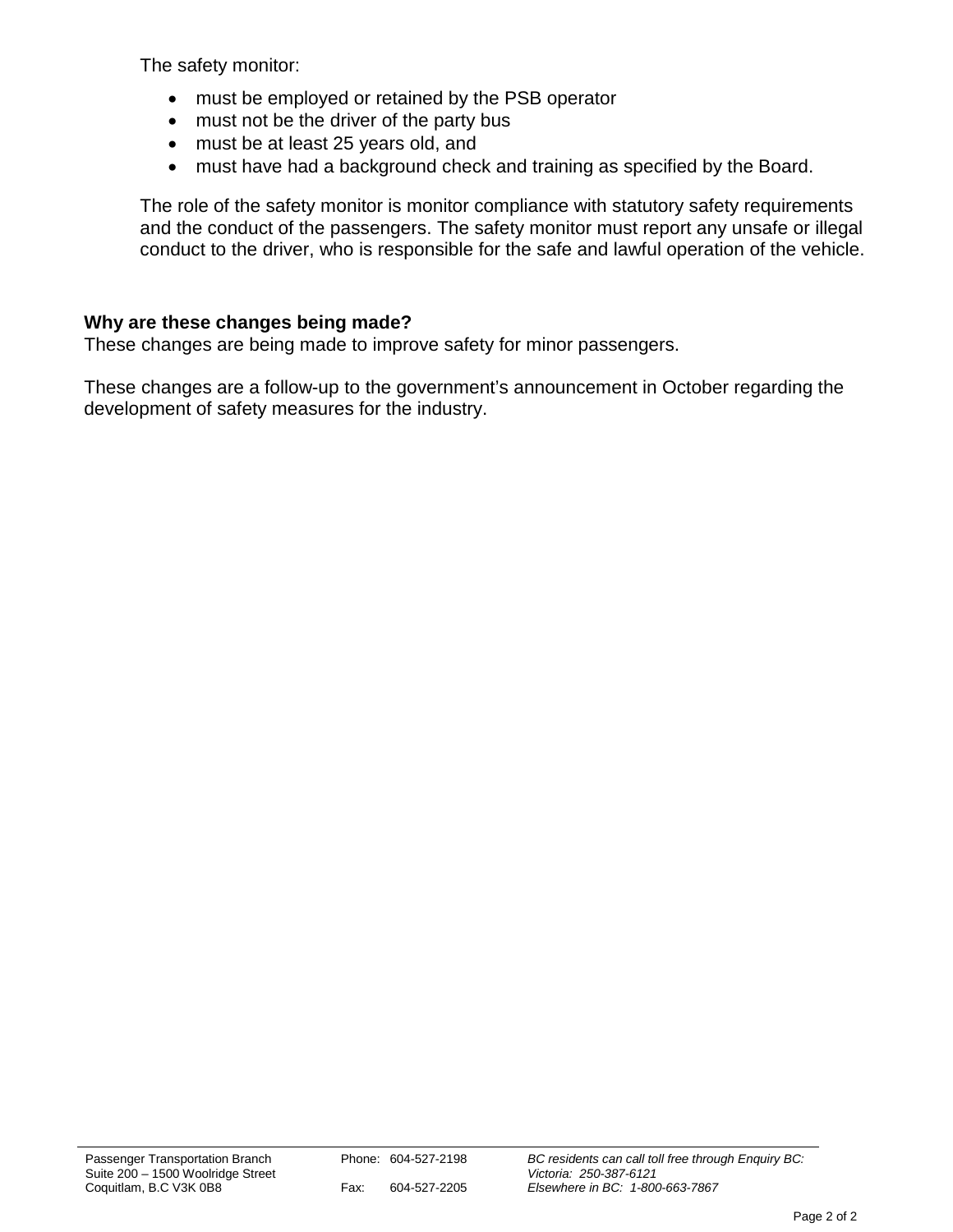The safety monitor:

- must be employed or retained by the PSB operator
- must not be the driver of the party bus
- must be at least 25 years old, and
- must have had a background check and training as specified by the Board.

The role of the safety monitor is monitor compliance with statutory safety requirements and the conduct of the passengers. The safety monitor must report any unsafe or illegal conduct to the driver, who is responsible for the safe and lawful operation of the vehicle.

**Why are these changes being made?**

These changes are being made to improve safety for minor passengers.

These changes are a follow-up to the government's announcement in October regarding the development of safety measures for the industry.